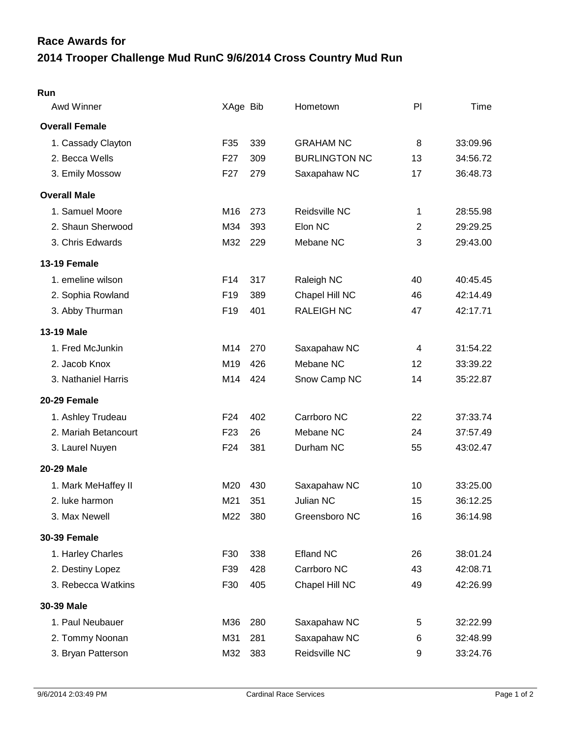## Race Awards for

# 2014 Trooper Challenge Mud RunC 9/6/2014 Cross Country Mud Run

### Run

| Awd Winner | XAge | Bib | Hometown | Pl | Time |
|---|---|---|---|---|---|
| **Overall Female** | | | | | |
| 1. Cassady Clayton | F35 | 339 | GRAHAM NC | 8 | 33:09.96 |
| 2. Becca Wells | F27 | 309 | BURLINGTON NC | 13 | 34:56.72 |
| 3. Emily Mossow | F27 | 279 | Saxapahaw NC | 17 | 36:48.73 |
| **Overall Male** | | | | | |
| 1. Samuel Moore | M16 | 273 | Reidsville NC | 1 | 28:55.98 |
| 2. Shaun Sherwood | M34 | 393 | Elon NC | 2 | 29:29.25 |
| 3. Chris Edwards | M32 | 229 | Mebane NC | 3 | 29:43.00 |
| **13-19 Female** | | | | | |
| 1. emeline wilson | F14 | 317 | Raleigh NC | 40 | 40:45.45 |
| 2. Sophia Rowland | F19 | 389 | Chapel Hill NC | 46 | 42:14.49 |
| 3. Abby Thurman | F19 | 401 | RALEIGH NC | 47 | 42:17.71 |
| **13-19 Male** | | | | | |
| 1. Fred McJunkin | M14 | 270 | Saxapahaw NC | 4 | 31:54.22 |
| 2. Jacob Knox | M19 | 426 | Mebane NC | 12 | 33:39.22 |
| 3. Nathaniel Harris | M14 | 424 | Snow Camp NC | 14 | 35:22.87 |
| **20-29 Female** | | | | | |
| 1. Ashley Trudeau | F24 | 402 | Carrboro NC | 22 | 37:33.74 |
| 2. Mariah Betancourt | F23 | 26 | Mebane NC | 24 | 37:57.49 |
| 3. Laurel Nuyen | F24 | 381 | Durham NC | 55 | 43:02.47 |
| **20-29 Male** | | | | | |
| 1. Mark MeHaffey II | M20 | 430 | Saxapahaw NC | 10 | 33:25.00 |
| 2. luke harmon | M21 | 351 | Julian NC | 15 | 36:12.25 |
| 3. Max Newell | M22 | 380 | Greensboro NC | 16 | 36:14.98 |
| **30-39 Female** | | | | | |
| 1. Harley Charles | F30 | 338 | Efland NC | 26 | 38:01.24 |
| 2. Destiny Lopez | F39 | 428 | Carrboro NC | 43 | 42:08.71 |
| 3. Rebecca Watkins | F30 | 405 | Chapel Hill NC | 49 | 42:26.99 |
| **30-39 Male** | | | | | |
| 1. Paul Neubauer | M36 | 280 | Saxapahaw NC | 5 | 32:22.99 |
| 2. Tommy Noonan | M31 | 281 | Saxapahaw NC | 6 | 32:48.99 |
| 3. Bryan Patterson | M32 | 383 | Reidsville NC | 9 | 33:24.76 |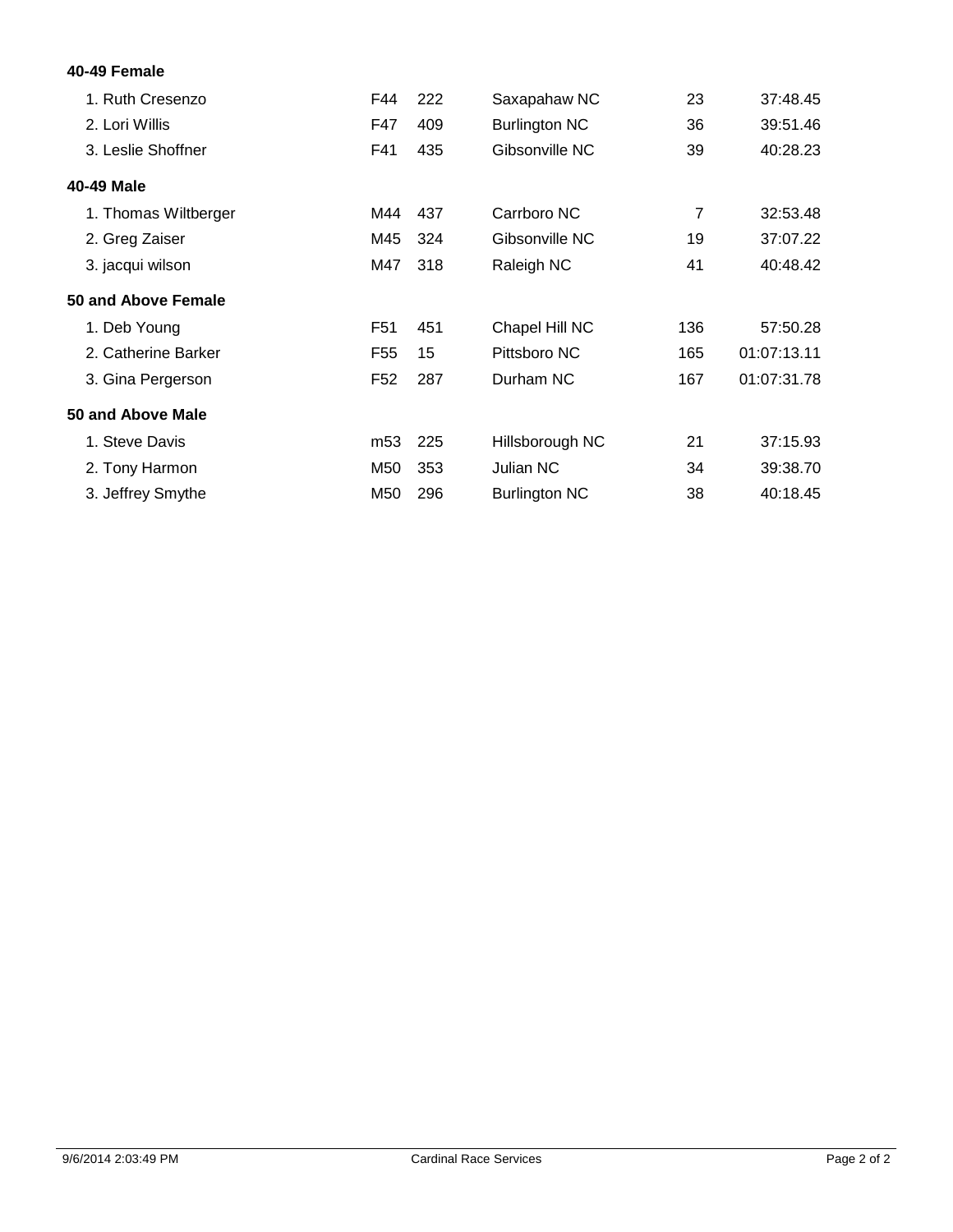**40-49 Female**

| | | | | | |
|---|---|---|---|---|---|
| 1. Ruth Cresenzo | F44 | 222 | Saxapahaw NC | 23 | 37:48.45 |
| 2. Lori Willis | F47 | 409 | Burlington NC | 36 | 39:51.46 |
| 3. Leslie Shoffner | F41 | 435 | Gibsonville NC | 39 | 40:28.23 |

**40-49 Male**

| | | | | | |
|---|---|---|---|---|---|
| 1. Thomas Wiltberger | M44 | 437 | Carrboro NC | 7 | 32:53.48 |
| 2. Greg Zaiser | M45 | 324 | Gibsonville NC | 19 | 37:07.22 |
| 3. jacqui wilson | M47 | 318 | Raleigh NC | 41 | 40:48.42 |

**50 and Above Female**

| | | | | | |
|---|---|---|---|---|---|
| 1. Deb Young | F51 | 451 | Chapel Hill NC | 136 | 57:50.28 |
| 2. Catherine Barker | F55 | 15 | Pittsboro NC | 165 | 01:07:13.11 |
| 3. Gina Pergerson | F52 | 287 | Durham NC | 167 | 01:07:31.78 |

**50 and Above Male**

| | | | | | |
|---|---|---|---|---|---|
| 1. Steve Davis | m53 | 225 | Hillsborough NC | 21 | 37:15.93 |
| 2. Tony Harmon | M50 | 353 | Julian NC | 34 | 39:38.70 |
| 3. Jeffrey Smythe | M50 | 296 | Burlington NC | 38 | 40:18.45 |